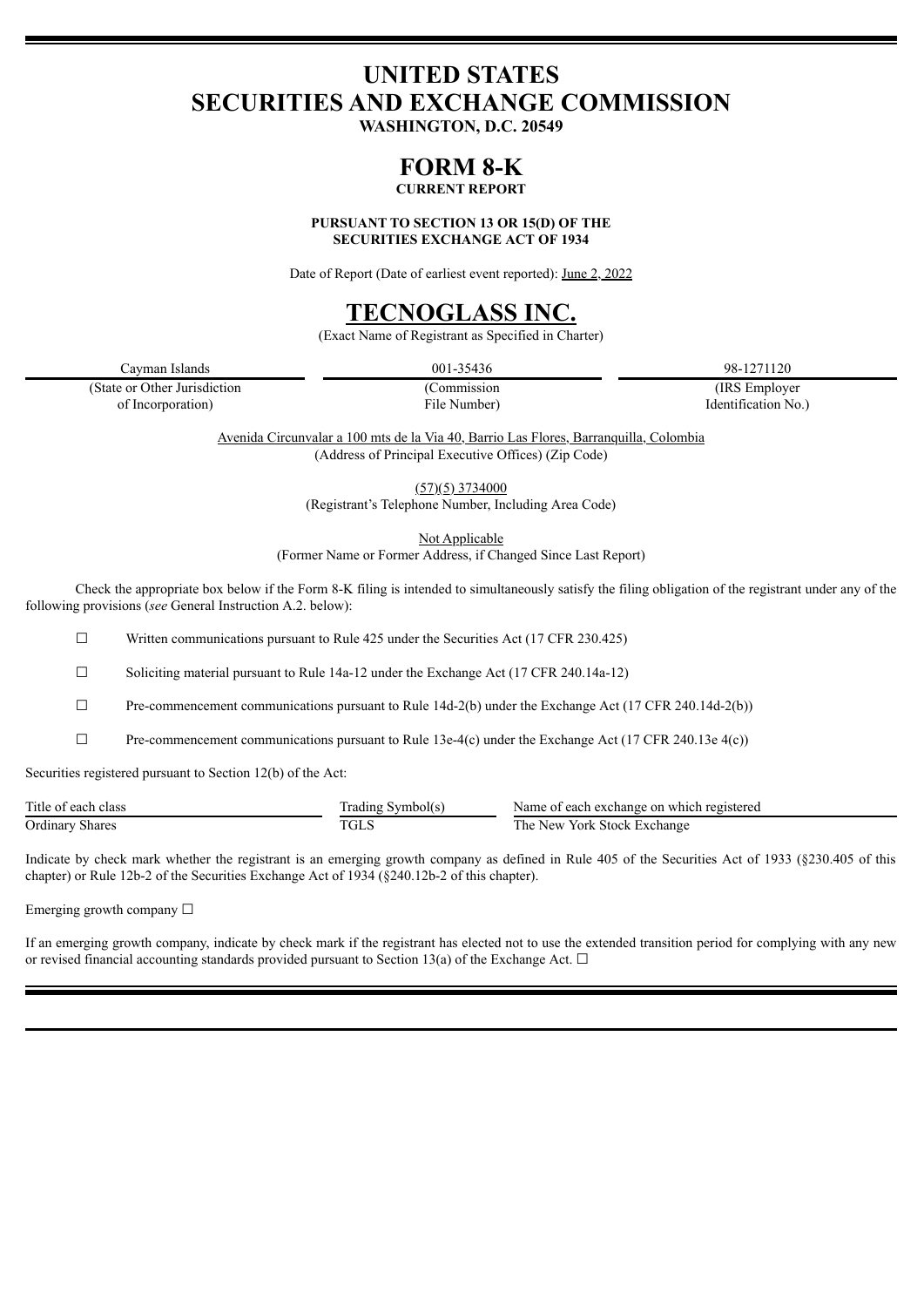# UNITED STATES
# SECURITIES AND EXCHANGE COMMISSION

**WASHINGTON, D.C. 20549**

# FORM 8-K

**CURRENT REPORT**

**PURSUANT TO SECTION 13 OR 15(D) OF THE SECURITIES EXCHANGE ACT OF 1934**

Date of Report (Date of earliest event reported): June 2, 2022

# TECNOGLASS INC.

(Exact Name of Registrant as Specified in Charter)

| Cayman Islands | 001-35436 | 98-1271120 |
|---|---|---|
| (State or Other Jurisdiction of Incorporation) | (Commission File Number) | (IRS Employer Identification No.) |

Avenida Circunvalar a 100 mts de la Via 40, Barrio Las Flores, Barranquilla, Colombia
(Address of Principal Executive Offices) (Zip Code)

(57)(5) 3734000
(Registrant's Telephone Number, Including Area Code)

Not Applicable
(Former Name or Former Address, if Changed Since Last Report)

Check the appropriate box below if the Form 8-K filing is intended to simultaneously satisfy the filing obligation of the registrant under any of the following provisions (*see* General Instruction A.2. below):

☐ Written communications pursuant to Rule 425 under the Securities Act (17 CFR 230.425)

☐ Soliciting material pursuant to Rule 14a-12 under the Exchange Act (17 CFR 240.14a-12)

☐ Pre-commencement communications pursuant to Rule 14d-2(b) under the Exchange Act (17 CFR 240.14d-2(b))

☐ Pre-commencement communications pursuant to Rule 13e-4(c) under the Exchange Act (17 CFR 240.13e 4(c))

Securities registered pursuant to Section 12(b) of the Act:

| Title of each class | Trading Symbol(s) | Name of each exchange on which registered |
|---|---|---|
| Ordinary Shares | TGLS | The New York Stock Exchange |

Indicate by check mark whether the registrant is an emerging growth company as defined in Rule 405 of the Securities Act of 1933 (§230.405 of this chapter) or Rule 12b-2 of the Securities Exchange Act of 1934 (§240.12b-2 of this chapter).

Emerging growth company ☐

If an emerging growth company, indicate by check mark if the registrant has elected not to use the extended transition period for complying with any new or revised financial accounting standards provided pursuant to Section 13(a) of the Exchange Act. ☐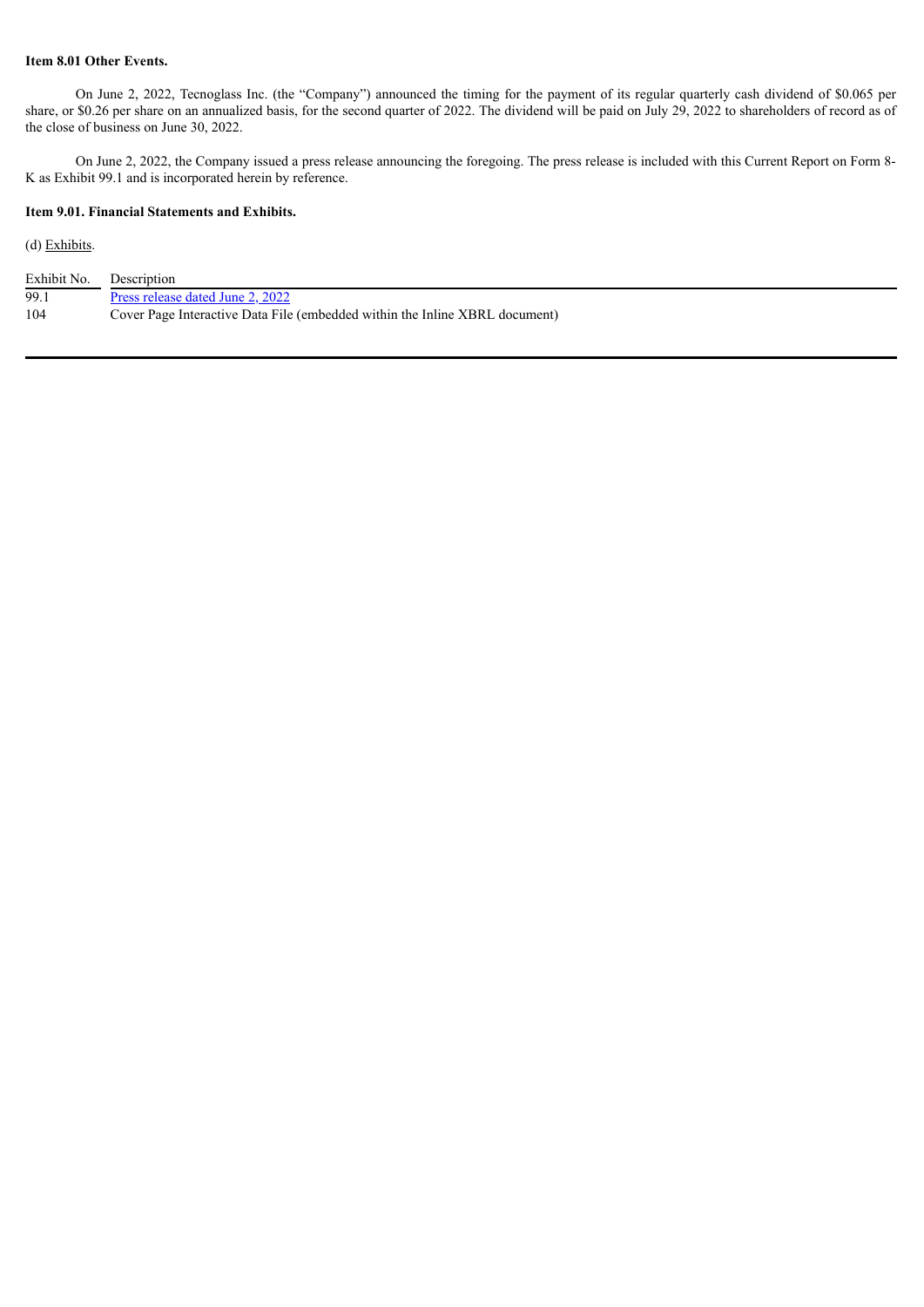**Item 8.01 Other Events.**

On June 2, 2022, Tecnoglass Inc. (the "Company") announced the timing for the payment of its regular quarterly cash dividend of $0.065 per share, or $0.26 per share on an annualized basis, for the second quarter of 2022. The dividend will be paid on July 29, 2022 to shareholders of record as of the close of business on June 30, 2022.

On June 2, 2022, the Company issued a press release announcing the foregoing. The press release is included with this Current Report on Form 8-K as Exhibit 99.1 and is incorporated herein by reference.

**Item 9.01. Financial Statements and Exhibits.**

(d) Exhibits.

| Exhibit No. | Description |
|---|---|
| 99.1 | Press release dated June 2, 2022 |
| 104 | Cover Page Interactive Data File (embedded within the Inline XBRL document) |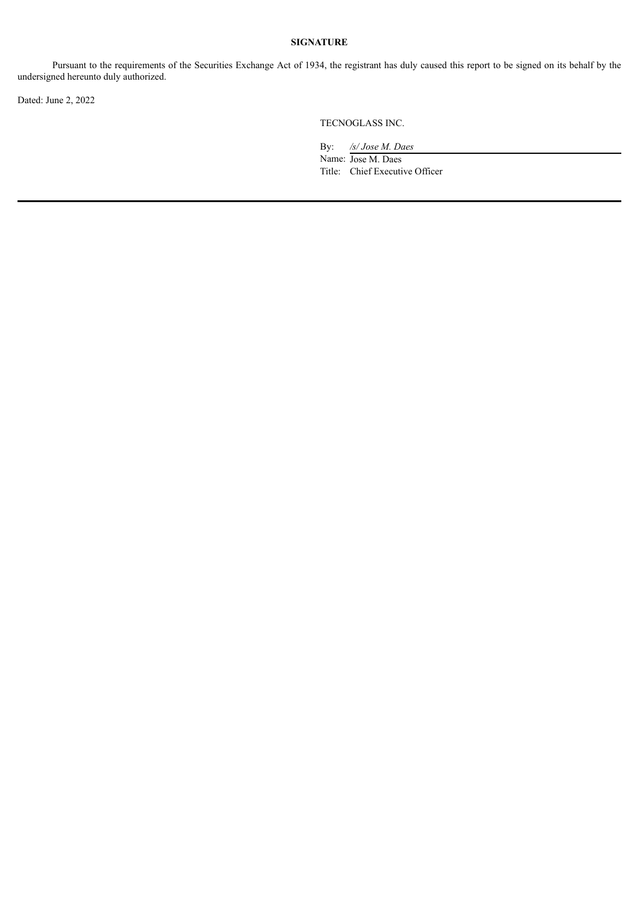**SIGNATURE**

Pursuant to the requirements of the Securities Exchange Act of 1934, the registrant has duly caused this report to be signed on its behalf by the undersigned hereunto duly authorized.

Dated: June 2, 2022

TECNOGLASS INC.

By: */s/ Jose M. Daes*
Name: Jose M. Daes
Title: Chief Executive Officer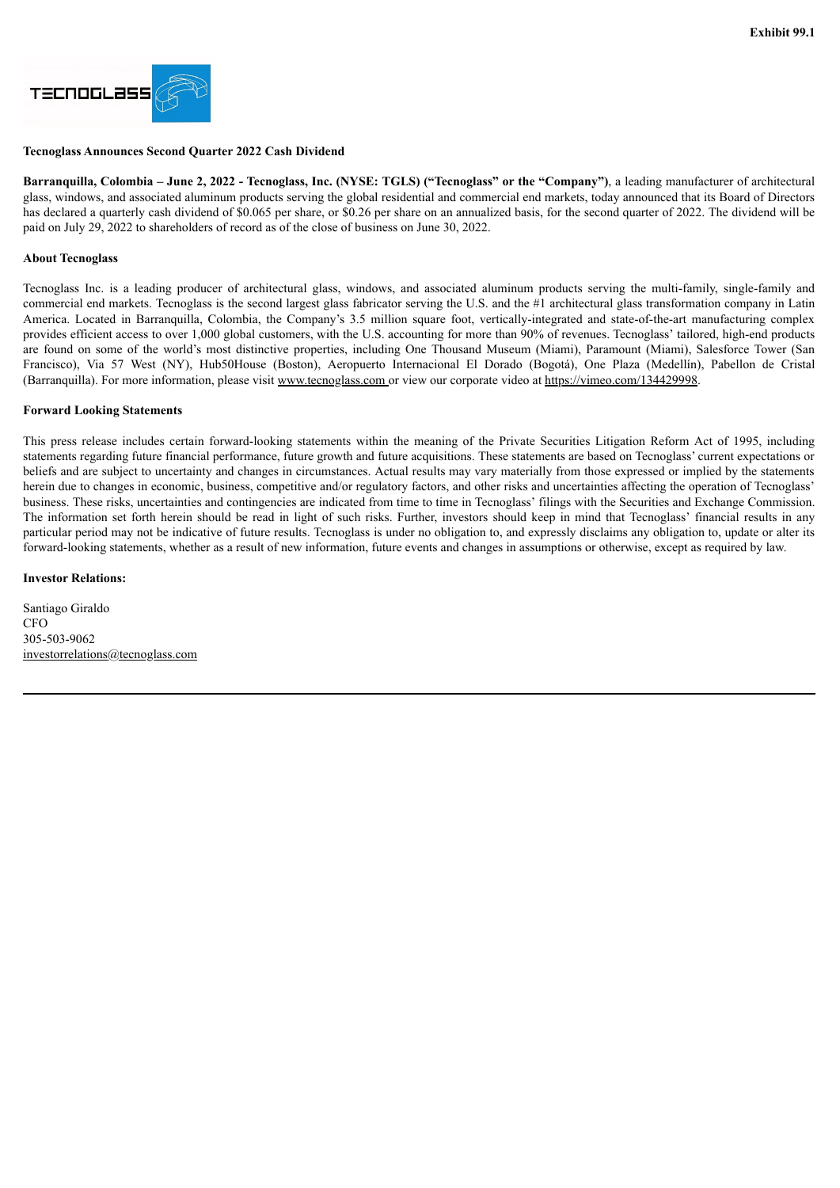Exhibit 99.1

**Tecnoglass Announces Second Quarter 2022 Cash Dividend**

**Barranquilla, Colombia – June 2, 2022 - Tecnoglass, Inc. (NYSE: TGLS) ("Tecnoglass" or the "Company")**, a leading manufacturer of architectural glass, windows, and associated aluminum products serving the global residential and commercial end markets, today announced that its Board of Directors has declared a quarterly cash dividend of $0.065 per share, or $0.26 per share on an annualized basis, for the second quarter of 2022. The dividend will be paid on July 29, 2022 to shareholders of record as of the close of business on June 30, 2022.

**About Tecnoglass**

Tecnoglass Inc. is a leading producer of architectural glass, windows, and associated aluminum products serving the multi-family, single-family and commercial end markets. Tecnoglass is the second largest glass fabricator serving the U.S. and the #1 architectural glass transformation company in Latin America. Located in Barranquilla, Colombia, the Company's 3.5 million square foot, vertically-integrated and state-of-the-art manufacturing complex provides efficient access to over 1,000 global customers, with the U.S. accounting for more than 90% of revenues. Tecnoglass' tailored, high-end products are found on some of the world's most distinctive properties, including One Thousand Museum (Miami), Paramount (Miami), Salesforce Tower (San Francisco), Via 57 West (NY), Hub50House (Boston), Aeropuerto Internacional El Dorado (Bogotá), One Plaza (Medellín), Pabellon de Cristal (Barranquilla). For more information, please visit www.tecnoglass.com or view our corporate video at https://vimeo.com/134429998.

**Forward Looking Statements**

This press release includes certain forward-looking statements within the meaning of the Private Securities Litigation Reform Act of 1995, including statements regarding future financial performance, future growth and future acquisitions. These statements are based on Tecnoglass' current expectations or beliefs and are subject to uncertainty and changes in circumstances. Actual results may vary materially from those expressed or implied by the statements herein due to changes in economic, business, competitive and/or regulatory factors, and other risks and uncertainties affecting the operation of Tecnoglass' business. These risks, uncertainties and contingencies are indicated from time to time in Tecnoglass' filings with the Securities and Exchange Commission. The information set forth herein should be read in light of such risks. Further, investors should keep in mind that Tecnoglass' financial results in any particular period may not be indicative of future results. Tecnoglass is under no obligation to, and expressly disclaims any obligation to, update or alter its forward-looking statements, whether as a result of new information, future events and changes in assumptions or otherwise, except as required by law.

**Investor Relations:**

Santiago Giraldo
CFO
305-503-9062
investorrelations@tecnoglass.com